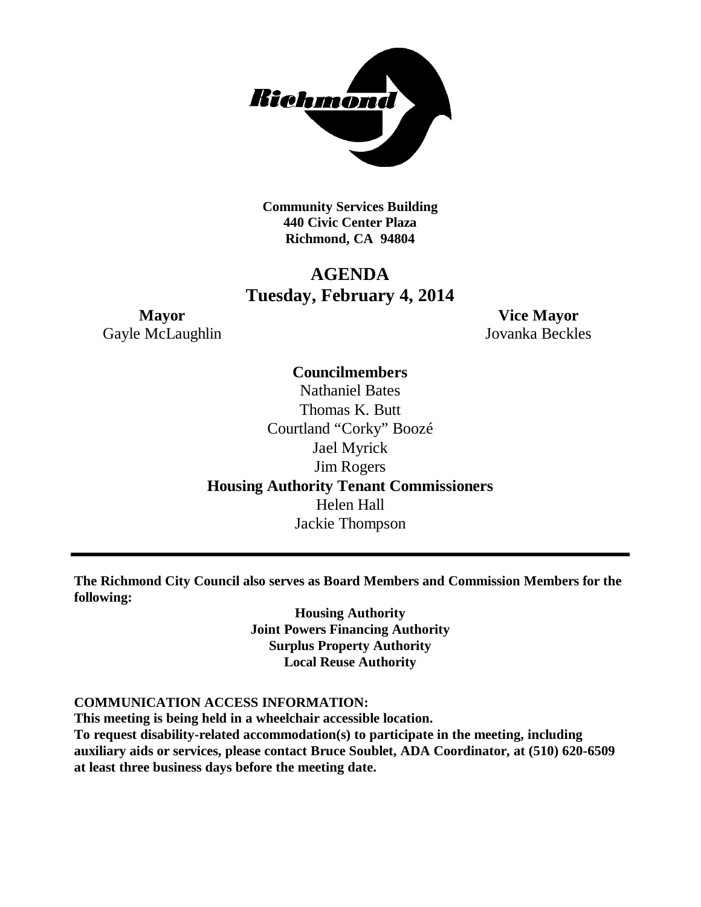**Community Services Building**
**440 Civic Center Plaza**
**Richmond, CA 94804**

# AGENDA
## Tuesday, February 4, 2014

**Mayor**
Gayle McLaughlin

**Vice Mayor**
Jovanka Beckles

**Councilmembers**

Nathaniel Bates
Thomas K. Butt
Courtland "Corky" Boozé
Jael Myrick
Jim Rogers

**Housing Authority Tenant Commissioners**

Helen Hall
Jackie Thompson

---

**The Richmond City Council also serves as Board Members and Commission Members for the following:**

**Housing Authority**
**Joint Powers Financing Authority**
**Surplus Property Authority**
**Local Reuse Authority**

**COMMUNICATION ACCESS INFORMATION:**
**This meeting is being held in a wheelchair accessible location.**
**To request disability-related accommodation(s) to participate in the meeting, including auxiliary aids or services, please contact Bruce Soublet, ADA Coordinator, at (510) 620-6509 at least three business days before the meeting date.**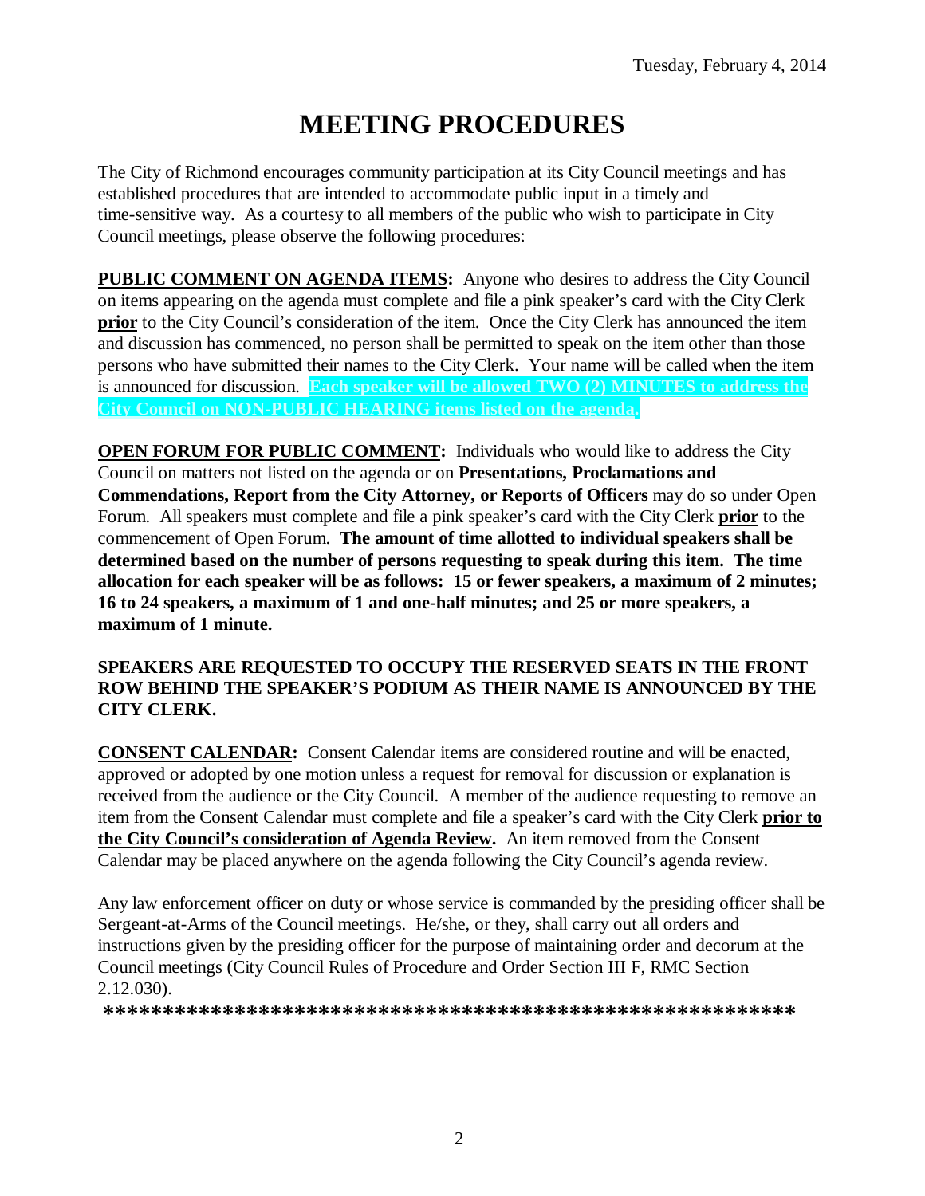Tuesday, February 4, 2014

# MEETING PROCEDURES

The City of Richmond encourages community participation at its City Council meetings and has established procedures that are intended to accommodate public input in a timely and time-sensitive way. As a courtesy to all members of the public who wish to participate in City Council meetings, please observe the following procedures:

**PUBLIC COMMENT ON AGENDA ITEMS:** Anyone who desires to address the City Council on items appearing on the agenda must complete and file a pink speaker's card with the City Clerk **prior** to the City Council's consideration of the item. Once the City Clerk has announced the item and discussion has commenced, no person shall be permitted to speak on the item other than those persons who have submitted their names to the City Clerk. Your name will be called when the item is announced for discussion. **Each speaker will be allowed TWO (2) MINUTES to address the City Council on NON-PUBLIC HEARING items listed on the agenda.**

**OPEN FORUM FOR PUBLIC COMMENT:** Individuals who would like to address the City Council on matters not listed on the agenda or on **Presentations, Proclamations and Commendations, Report from the City Attorney, or Reports of Officers** may do so under Open Forum. All speakers must complete and file a pink speaker's card with the City Clerk **prior** to the commencement of Open Forum. **The amount of time allotted to individual speakers shall be determined based on the number of persons requesting to speak during this item. The time allocation for each speaker will be as follows: 15 or fewer speakers, a maximum of 2 minutes; 16 to 24 speakers, a maximum of 1 and one-half minutes; and 25 or more speakers, a maximum of 1 minute.**

**SPEAKERS ARE REQUESTED TO OCCUPY THE RESERVED SEATS IN THE FRONT ROW BEHIND THE SPEAKER'S PODIUM AS THEIR NAME IS ANNOUNCED BY THE CITY CLERK.**

**CONSENT CALENDAR:** Consent Calendar items are considered routine and will be enacted, approved or adopted by one motion unless a request for removal for discussion or explanation is received from the audience or the City Council. A member of the audience requesting to remove an item from the Consent Calendar must complete and file a speaker's card with the City Clerk **prior to the City Council's consideration of Agenda Review.** An item removed from the Consent Calendar may be placed anywhere on the agenda following the City Council's agenda review.

Any law enforcement officer on duty or whose service is commanded by the presiding officer shall be Sergeant-at-Arms of the Council meetings. He/she, or they, shall carry out all orders and instructions given by the presiding officer for the purpose of maintaining order and decorum at the Council meetings (City Council Rules of Procedure and Order Section III F, RMC Section 2.12.030).

**\*\*\*\*\*\*\*\*\*\*\*\*\*\*\*\*\*\*\*\*\*\*\*\*\*\*\*\*\*\*\*\*\*\*\*\*\*\*\*\*\*\*\*\*\*\*\*\*\*\*\*\*\*\*\*\*\*\*\***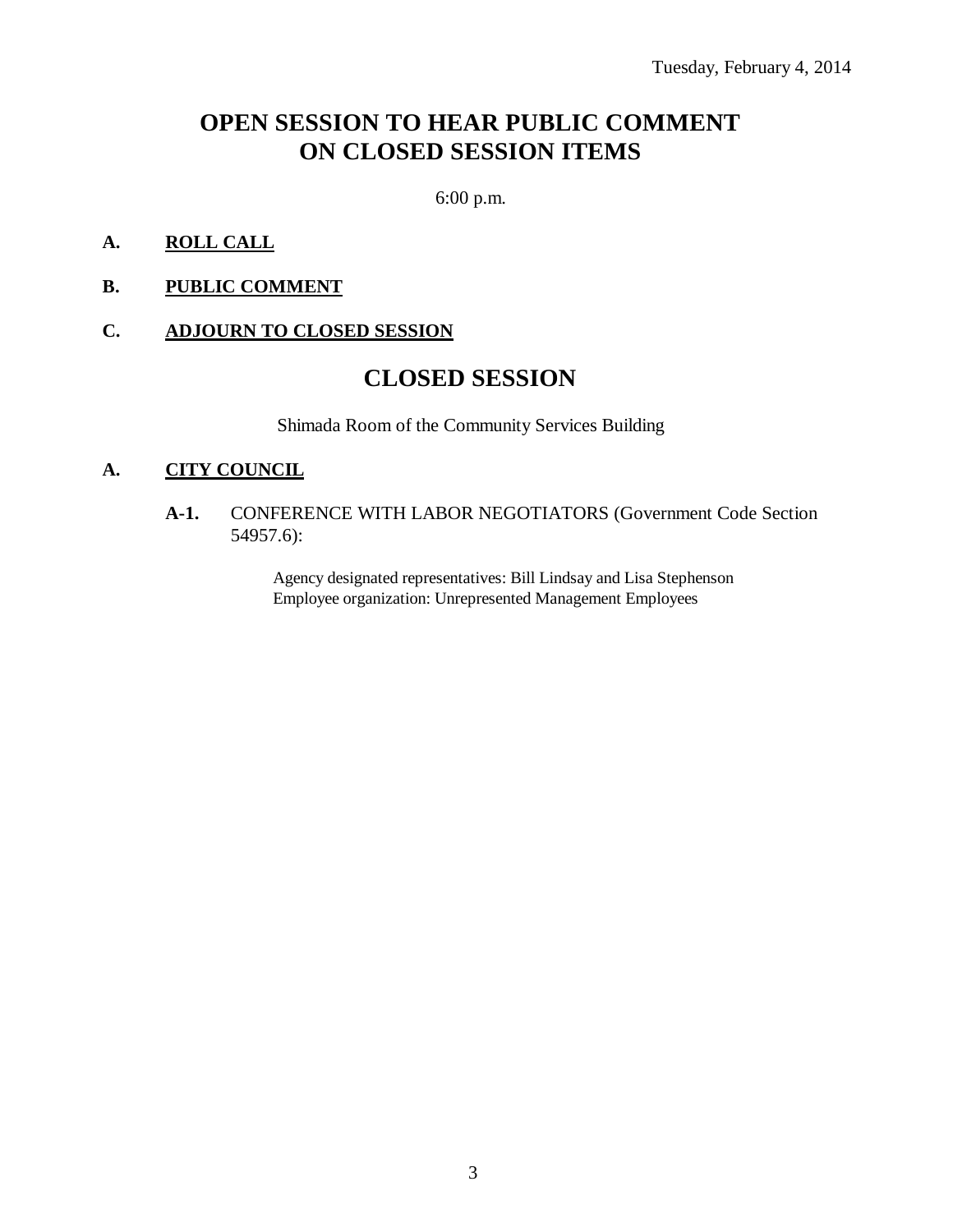Tuesday, February 4, 2014

# OPEN SESSION TO HEAR PUBLIC COMMENT ON CLOSED SESSION ITEMS

6:00 p.m.

**A. ROLL CALL**

**B. PUBLIC COMMENT**

**C. ADJOURN TO CLOSED SESSION**

# CLOSED SESSION

Shimada Room of the Community Services Building

**A. CITY COUNCIL**

**A-1.** CONFERENCE WITH LABOR NEGOTIATORS (Government Code Section 54957.6):

Agency designated representatives: Bill Lindsay and Lisa Stephenson
Employee organization: Unrepresented Management Employees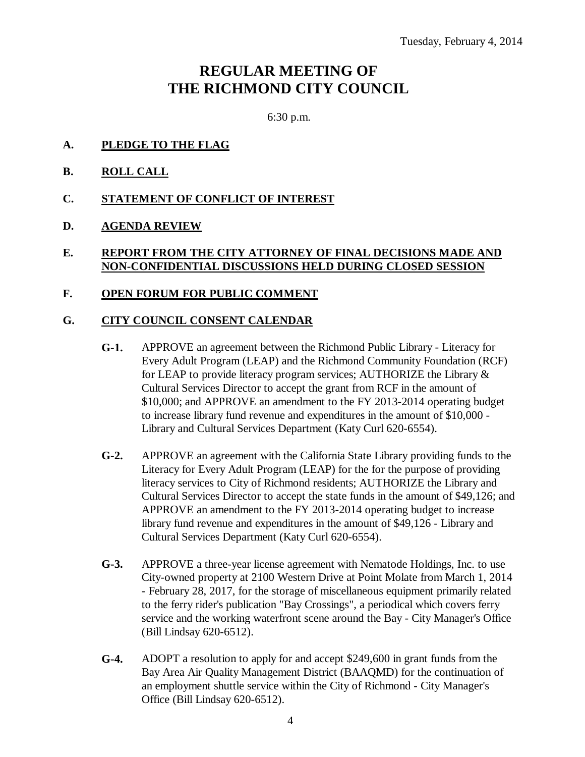Tuesday, February 4, 2014

# REGULAR MEETING OF THE RICHMOND CITY COUNCIL

6:30 p.m.

**A. PLEDGE TO THE FLAG**

**B. ROLL CALL**

**C. STATEMENT OF CONFLICT OF INTEREST**

**D. AGENDA REVIEW**

**E. REPORT FROM THE CITY ATTORNEY OF FINAL DECISIONS MADE AND NON-CONFIDENTIAL DISCUSSIONS HELD DURING CLOSED SESSION**

**F. OPEN FORUM FOR PUBLIC COMMENT**

**G. CITY COUNCIL CONSENT CALENDAR**

**G-1.** APPROVE an agreement between the Richmond Public Library - Literacy for Every Adult Program (LEAP) and the Richmond Community Foundation (RCF) for LEAP to provide literacy program services; AUTHORIZE the Library & Cultural Services Director to accept the grant from RCF in the amount of $10,000; and APPROVE an amendment to the FY 2013-2014 operating budget to increase library fund revenue and expenditures in the amount of $10,000 - Library and Cultural Services Department (Katy Curl 620-6554).

**G-2.** APPROVE an agreement with the California State Library providing funds to the Literacy for Every Adult Program (LEAP) for the for the purpose of providing literacy services to City of Richmond residents; AUTHORIZE the Library and Cultural Services Director to accept the state funds in the amount of $49,126; and APPROVE an amendment to the FY 2013-2014 operating budget to increase library fund revenue and expenditures in the amount of $49,126 - Library and Cultural Services Department (Katy Curl 620-6554).

**G-3.** APPROVE a three-year license agreement with Nematode Holdings, Inc. to use City-owned property at 2100 Western Drive at Point Molate from March 1, 2014 - February 28, 2017, for the storage of miscellaneous equipment primarily related to the ferry rider's publication "Bay Crossings", a periodical which covers ferry service and the working waterfront scene around the Bay - City Manager's Office (Bill Lindsay 620-6512).

**G-4.** ADOPT a resolution to apply for and accept $249,600 in grant funds from the Bay Area Air Quality Management District (BAAQMD) for the continuation of an employment shuttle service within the City of Richmond - City Manager's Office (Bill Lindsay 620-6512).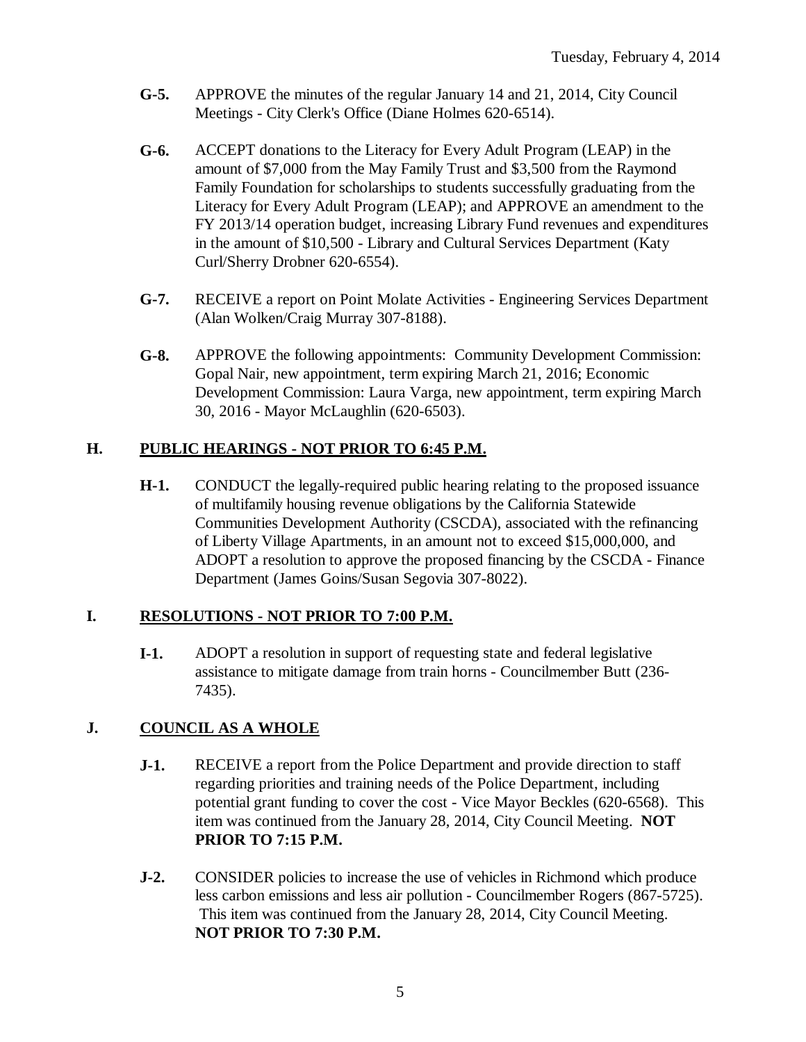- **G-5.** APPROVE the minutes of the regular January 14 and 21, 2014, City Council Meetings - City Clerk's Office (Diane Holmes 620-6514).

- **G-6.** ACCEPT donations to the Literacy for Every Adult Program (LEAP) in the amount of $7,000 from the May Family Trust and $3,500 from the Raymond Family Foundation for scholarships to students successfully graduating from the Literacy for Every Adult Program (LEAP); and APPROVE an amendment to the FY 2013/14 operation budget, increasing Library Fund revenues and expenditures in the amount of $10,500 - Library and Cultural Services Department (Katy Curl/Sherry Drobner 620-6554).

- **G-7.** RECEIVE a report on Point Molate Activities - Engineering Services Department (Alan Wolken/Craig Murray 307-8188).

- **G-8.** APPROVE the following appointments: Community Development Commission: Gopal Nair, new appointment, term expiring March 21, 2016; Economic Development Commission: Laura Varga, new appointment, term expiring March 30, 2016 - Mayor McLaughlin (620-6503).

## H. PUBLIC HEARINGS - NOT PRIOR TO 6:45 P.M.

- **H-1.** CONDUCT the legally-required public hearing relating to the proposed issuance of multifamily housing revenue obligations by the California Statewide Communities Development Authority (CSCDA), associated with the refinancing of Liberty Village Apartments, in an amount not to exceed $15,000,000, and ADOPT a resolution to approve the proposed financing by the CSCDA - Finance Department (James Goins/Susan Segovia 307-8022).

## I. RESOLUTIONS - NOT PRIOR TO 7:00 P.M.

- **I-1.** ADOPT a resolution in support of requesting state and federal legislative assistance to mitigate damage from train horns - Councilmember Butt (236-7435).

## J. COUNCIL AS A WHOLE

- **J-1.** RECEIVE a report from the Police Department and provide direction to staff regarding priorities and training needs of the Police Department, including potential grant funding to cover the cost - Vice Mayor Beckles (620-6568). This item was continued from the January 28, 2014, City Council Meeting. **NOT PRIOR TO 7:15 P.M.**

- **J-2.** CONSIDER policies to increase the use of vehicles in Richmond which produce less carbon emissions and less air pollution - Councilmember Rogers (867-5725). This item was continued from the January 28, 2014, City Council Meeting. **NOT PRIOR TO 7:30 P.M.**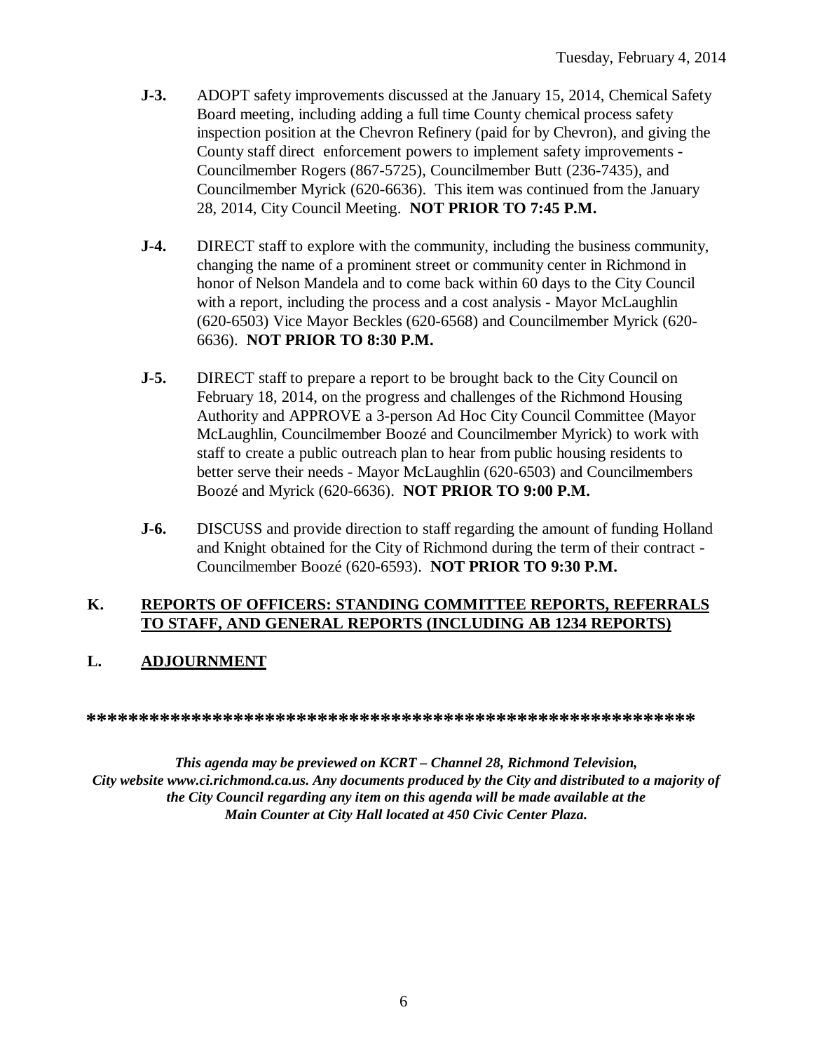- **J-3.** ADOPT safety improvements discussed at the January 15, 2014, Chemical Safety Board meeting, including adding a full time County chemical process safety inspection position at the Chevron Refinery (paid for by Chevron), and giving the County staff direct enforcement powers to implement safety improvements - Councilmember Rogers (867-5725), Councilmember Butt (236-7435), and Councilmember Myrick (620-6636). This item was continued from the January 28, 2014, City Council Meeting. **NOT PRIOR TO 7:45 P.M.**

- **J-4.** DIRECT staff to explore with the community, including the business community, changing the name of a prominent street or community center in Richmond in honor of Nelson Mandela and to come back within 60 days to the City Council with a report, including the process and a cost analysis - Mayor McLaughlin (620-6503) Vice Mayor Beckles (620-6568) and Councilmember Myrick (620-6636). **NOT PRIOR TO 8:30 P.M.**

- **J-5.** DIRECT staff to prepare a report to be brought back to the City Council on February 18, 2014, on the progress and challenges of the Richmond Housing Authority and APPROVE a 3-person Ad Hoc City Council Committee (Mayor McLaughlin, Councilmember Boozé and Councilmember Myrick) to work with staff to create a public outreach plan to hear from public housing residents to better serve their needs - Mayor McLaughlin (620-6503) and Councilmembers Boozé and Myrick (620-6636). **NOT PRIOR TO 9:00 P.M.**

- **J-6.** DISCUSS and provide direction to staff regarding the amount of funding Holland and Knight obtained for the City of Richmond during the term of their contract - Councilmember Boozé (620-6593). **NOT PRIOR TO 9:30 P.M.**

## K. REPORTS OF OFFICERS: STANDING COMMITTEE REPORTS, REFERRALS TO STAFF, AND GENERAL REPORTS (INCLUDING AB 1234 REPORTS)

## L. ADJOURNMENT

**\*\*\*\*\*\*\*\*\*\*\*\*\*\*\*\*\*\*\*\*\*\*\*\*\*\*\*\*\*\*\*\*\*\*\*\*\*\*\*\*\*\*\*\*\*\*\*\*\*\*\*\*\*\*\*\*\*\*\*\***

***This agenda may be previewed on KCRT – Channel 28, Richmond Television, City website www.ci.richmond.ca.us. Any documents produced by the City and distributed to a majority of the City Council regarding any item on this agenda will be made available at the Main Counter at City Hall located at 450 Civic Center Plaza.***